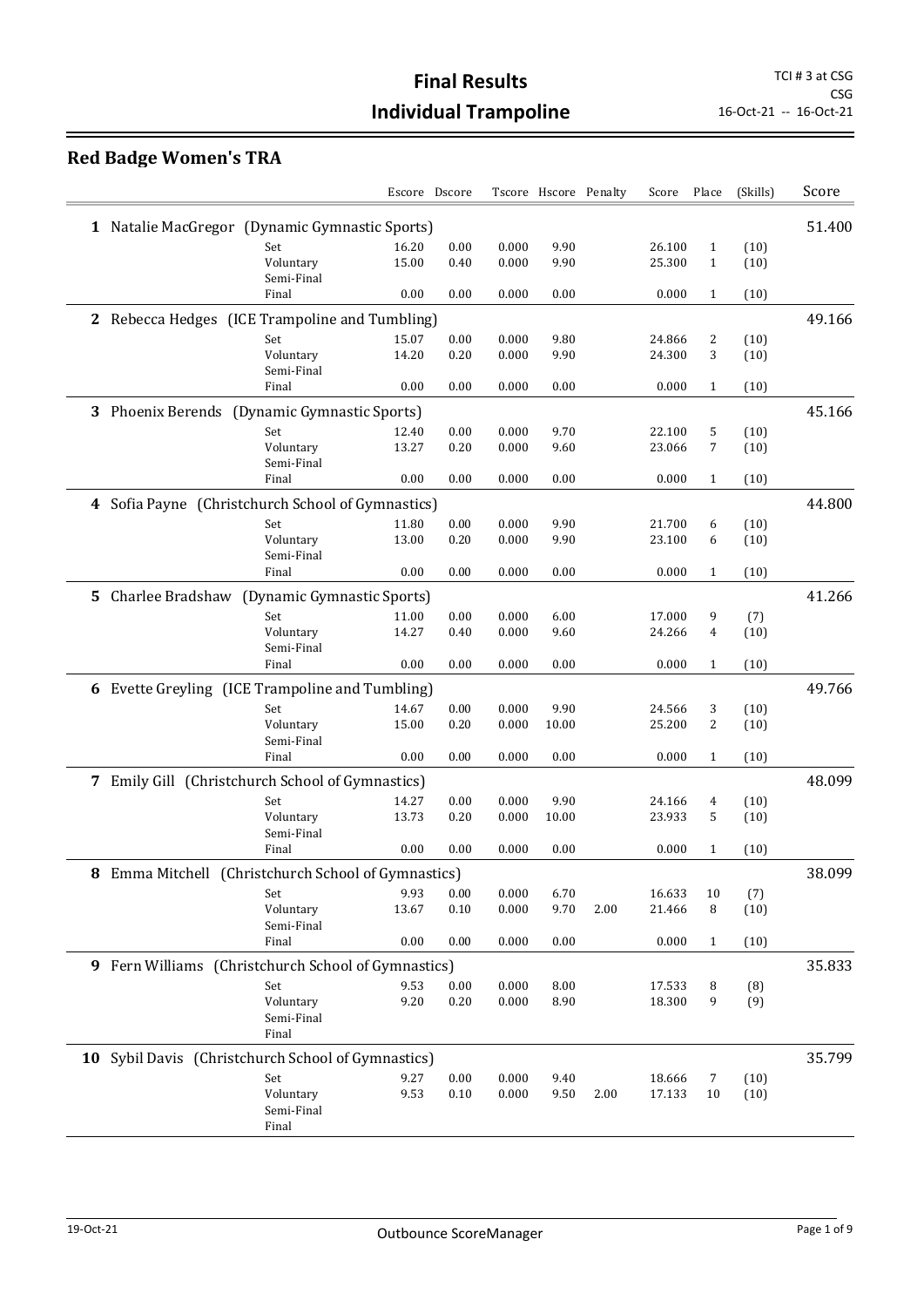# Final Results
# Individual Trampoline

TCI # 3 at CSG
CSG
16-Oct-21 -- 16-Oct-21

## Red Badge Women's TRA

| | | Escore | Dscore | Tscore | Hscore | Penalty | Score | Place | (Skills) | Score |
|---|---|---|---|---|---|---|---|---|---|---|
| **1** Natalie MacGregor (Dynamic Gymnastic Sports) | | | | | | | | | | 51.400 |
| | Set | 16.20 | 0.00 | 0.000 | 9.90 | | 26.100 | 1 | (10) | |
| | Voluntary | 15.00 | 0.40 | 0.000 | 9.90 | | 25.300 | 1 | (10) | |
| | Semi-Final | | | | | | | | | |
| | Final | 0.00 | 0.00 | 0.000 | 0.00 | | 0.000 | 1 | (10) | |
| **2** Rebecca Hedges (ICE Trampoline and Tumbling) | | | | | | | | | | 49.166 |
| | Set | 15.07 | 0.00 | 0.000 | 9.80 | | 24.866 | 2 | (10) | |
| | Voluntary | 14.20 | 0.20 | 0.000 | 9.90 | | 24.300 | 3 | (10) | |
| | Semi-Final | | | | | | | | | |
| | Final | 0.00 | 0.00 | 0.000 | 0.00 | | 0.000 | 1 | (10) | |
| **3** Phoenix Berends (Dynamic Gymnastic Sports) | | | | | | | | | | 45.166 |
| | Set | 12.40 | 0.00 | 0.000 | 9.70 | | 22.100 | 5 | (10) | |
| | Voluntary | 13.27 | 0.20 | 0.000 | 9.60 | | 23.066 | 7 | (10) | |
| | Semi-Final | | | | | | | | | |
| | Final | 0.00 | 0.00 | 0.000 | 0.00 | | 0.000 | 1 | (10) | |
| **4** Sofia Payne (Christchurch School of Gymnastics) | | | | | | | | | | 44.800 |
| | Set | 11.80 | 0.00 | 0.000 | 9.90 | | 21.700 | 6 | (10) | |
| | Voluntary | 13.00 | 0.20 | 0.000 | 9.90 | | 23.100 | 6 | (10) | |
| | Semi-Final | | | | | | | | | |
| | Final | 0.00 | 0.00 | 0.000 | 0.00 | | 0.000 | 1 | (10) | |
| **5** Charlee Bradshaw (Dynamic Gymnastic Sports) | | | | | | | | | | 41.266 |
| | Set | 11.00 | 0.00 | 0.000 | 6.00 | | 17.000 | 9 | (7) | |
| | Voluntary | 14.27 | 0.40 | 0.000 | 9.60 | | 24.266 | 4 | (10) | |
| | Semi-Final | | | | | | | | | |
| | Final | 0.00 | 0.00 | 0.000 | 0.00 | | 0.000 | 1 | (10) | |
| **6** Evette Greyling (ICE Trampoline and Tumbling) | | | | | | | | | | 49.766 |
| | Set | 14.67 | 0.00 | 0.000 | 9.90 | | 24.566 | 3 | (10) | |
| | Voluntary | 15.00 | 0.20 | 0.000 | 10.00 | | 25.200 | 2 | (10) | |
| | Semi-Final | | | | | | | | | |
| | Final | 0.00 | 0.00 | 0.000 | 0.00 | | 0.000 | 1 | (10) | |
| **7** Emily Gill (Christchurch School of Gymnastics) | | | | | | | | | | 48.099 |
| | Set | 14.27 | 0.00 | 0.000 | 9.90 | | 24.166 | 4 | (10) | |
| | Voluntary | 13.73 | 0.20 | 0.000 | 10.00 | | 23.933 | 5 | (10) | |
| | Semi-Final | | | | | | | | | |
| | Final | 0.00 | 0.00 | 0.000 | 0.00 | | 0.000 | 1 | (10) | |
| **8** Emma Mitchell (Christchurch School of Gymnastics) | | | | | | | | | | 38.099 |
| | Set | 9.93 | 0.00 | 0.000 | 6.70 | | 16.633 | 10 | (7) | |
| | Voluntary | 13.67 | 0.10 | 0.000 | 9.70 | 2.00 | 21.466 | 8 | (10) | |
| | Semi-Final | | | | | | | | | |
| | Final | 0.00 | 0.00 | 0.000 | 0.00 | | 0.000 | 1 | (10) | |
| **9** Fern Williams (Christchurch School of Gymnastics) | | | | | | | | | | 35.833 |
| | Set | 9.53 | 0.00 | 0.000 | 8.00 | | 17.533 | 8 | (8) | |
| | Voluntary | 9.20 | 0.20 | 0.000 | 8.90 | | 18.300 | 9 | (9) | |
| | Semi-Final | | | | | | | | | |
| | Final | | | | | | | | | |
| **10** Sybil Davis (Christchurch School of Gymnastics) | | | | | | | | | | 35.799 |
| | Set | 9.27 | 0.00 | 0.000 | 9.40 | | 18.666 | 7 | (10) | |
| | Voluntary | 9.53 | 0.10 | 0.000 | 9.50 | 2.00 | 17.133 | 10 | (10) | |
| | Semi-Final | | | | | | | | | |
| | Final | | | | | | | | | |

19-Oct-21 Outbounce ScoreManager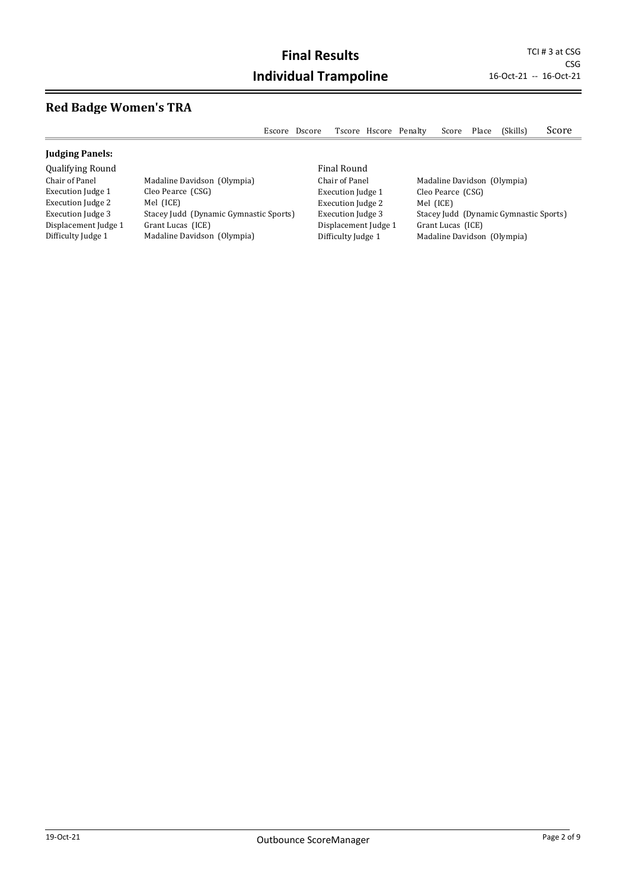# Final Results

# Individual Trampoline

TCI # 3 at CSG
CSG
16-Oct-21 -- 16-Oct-21

## Red Badge Women's TRA

| Escore | Dscore | Tscore | Hscore | Penalty | Score | Place | (Skills) | Score |
|---|---|---|---|---|---|---|---|---|

**Judging Panels:**

| Qualifying Round | | Final Round | |
|---|---|---|---|
| Chair of Panel | Madaline Davidson (Olympia) | Chair of Panel | Madaline Davidson (Olympia) |
| Execution Judge 1 | Cleo Pearce (CSG) | Execution Judge 1 | Cleo Pearce (CSG) |
| Execution Judge 2 | Mel (ICE) | Execution Judge 2 | Mel (ICE) |
| Execution Judge 3 | Stacey Judd (Dynamic Gymnastic Sports) | Execution Judge 3 | Stacey Judd (Dynamic Gymnastic Sports) |
| Displacement Judge 1 | Grant Lucas (ICE) | Displacement Judge 1 | Grant Lucas (ICE) |
| Difficulty Judge 1 | Madaline Davidson (Olympia) | Difficulty Judge 1 | Madaline Davidson (Olympia) |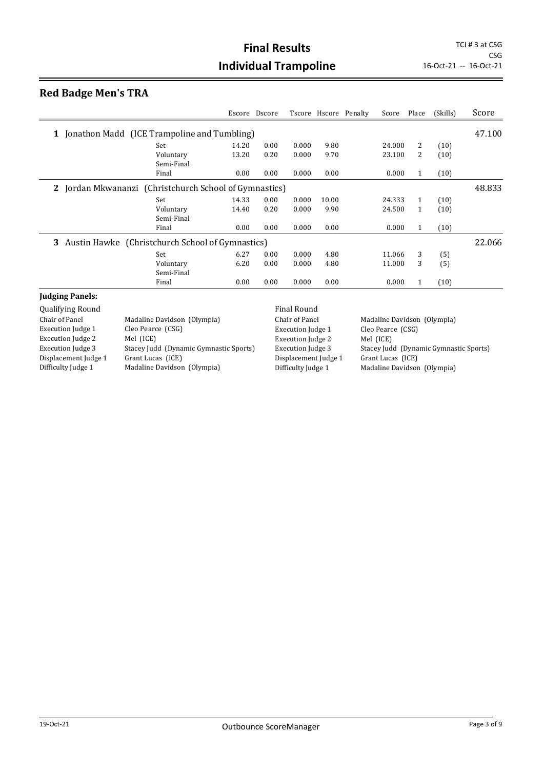# Final Results

# Individual Trampoline

TCI # 3 at CSG
CSG
16-Oct-21 -- 16-Oct-21

## Red Badge Men's TRA

| | | Escore | Dscore | Tscore | Hscore | Penalty | Score | Place | (Skills) | Score |
|---|---|---|---|---|---|---|---|---|---|---|
| **1** Jonathon Madd (ICE Trampoline and Tumbling) | | | | | | | | | | 47.100 |
| | Set | 14.20 | 0.00 | 0.000 | 9.80 | | 24.000 | 2 | (10) | |
| | Voluntary | 13.20 | 0.20 | 0.000 | 9.70 | | 23.100 | 2 | (10) | |
| | Semi-Final | | | | | | | | | |
| | Final | 0.00 | 0.00 | 0.000 | 0.00 | | 0.000 | 1 | (10) | |
| **2** Jordan Mkwananzi (Christchurch School of Gymnastics) | | | | | | | | | | 48.833 |
| | Set | 14.33 | 0.00 | 0.000 | 10.00 | | 24.333 | 1 | (10) | |
| | Voluntary | 14.40 | 0.20 | 0.000 | 9.90 | | 24.500 | 1 | (10) | |
| | Semi-Final | | | | | | | | | |
| | Final | 0.00 | 0.00 | 0.000 | 0.00 | | 0.000 | 1 | (10) | |
| **3** Austin Hawke (Christchurch School of Gymnastics) | | | | | | | | | | 22.066 |
| | Set | 6.27 | 0.00 | 0.000 | 4.80 | | 11.066 | 3 | (5) | |
| | Voluntary | 6.20 | 0.00 | 0.000 | 4.80 | | 11.000 | 3 | (5) | |
| | Semi-Final | | | | | | | | | |
| | Final | 0.00 | 0.00 | 0.000 | 0.00 | | 0.000 | 1 | (10) | |

**Judging Panels:**

| Qualifying Round | | Final Round | |
|---|---|---|---|
| Chair of Panel | Madaline Davidson (Olympia) | Chair of Panel | Madaline Davidson (Olympia) |
| Execution Judge 1 | Cleo Pearce (CSG) | Execution Judge 1 | Cleo Pearce (CSG) |
| Execution Judge 2 | Mel (ICE) | Execution Judge 2 | Mel (ICE) |
| Execution Judge 3 | Stacey Judd (Dynamic Gymnastic Sports) | Execution Judge 3 | Stacey Judd (Dynamic Gymnastic Sports) |
| Displacement Judge 1 | Grant Lucas (ICE) | Displacement Judge 1 | Grant Lucas (ICE) |
| Difficulty Judge 1 | Madaline Davidson (Olympia) | Difficulty Judge 1 | Madaline Davidson (Olympia) |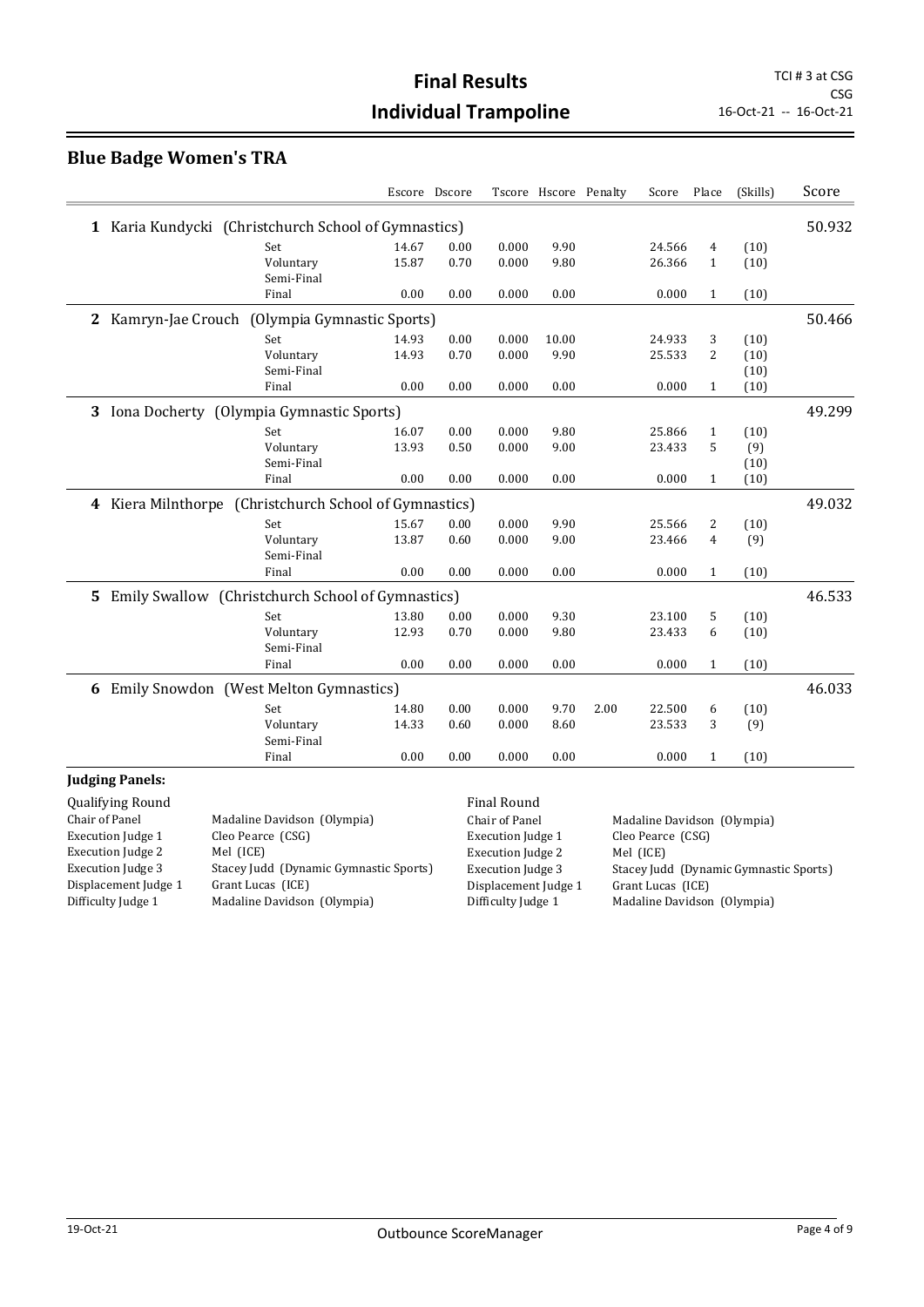# Final Results
# Individual Trampoline

TCI # 3 at CSG
CSG
16-Oct-21 -- 16-Oct-21

## Blue Badge Women's TRA

| | | Escore | Dscore | Tscore | Hscore | Penalty | Score | Place | (Skills) | Score |
|---|---|---|---|---|---|---|---|---|---|---|
| **1** Karia Kundycki (Christchurch School of Gymnastics) | | | | | | | | | | 50.932 |
| | Set | 14.67 | 0.00 | 0.000 | 9.90 | | 24.566 | 4 | (10) | |
| | Voluntary | 15.87 | 0.70 | 0.000 | 9.80 | | 26.366 | 1 | (10) | |
| | Semi-Final | | | | | | | | | |
| | Final | 0.00 | 0.00 | 0.000 | 0.00 | | 0.000 | 1 | (10) | |
| **2** Kamryn-Jae Crouch (Olympia Gymnastic Sports) | | | | | | | | | | 50.466 |
| | Set | 14.93 | 0.00 | 0.000 | 10.00 | | 24.933 | 3 | (10) | |
| | Voluntary | 14.93 | 0.70 | 0.000 | 9.90 | | 25.533 | 2 | (10) | |
| | Semi-Final | | | | | | | | (10) | |
| | Final | 0.00 | 0.00 | 0.000 | 0.00 | | 0.000 | 1 | (10) | |
| **3** Iona Docherty (Olympia Gymnastic Sports) | | | | | | | | | | 49.299 |
| | Set | 16.07 | 0.00 | 0.000 | 9.80 | | 25.866 | 1 | (10) | |
| | Voluntary | 13.93 | 0.50 | 0.000 | 9.00 | | 23.433 | 5 | (9) | |
| | Semi-Final | | | | | | | | (10) | |
| | Final | 0.00 | 0.00 | 0.000 | 0.00 | | 0.000 | 1 | (10) | |
| **4** Kiera Milnthorpe (Christchurch School of Gymnastics) | | | | | | | | | | 49.032 |
| | Set | 15.67 | 0.00 | 0.000 | 9.90 | | 25.566 | 2 | (10) | |
| | Voluntary | 13.87 | 0.60 | 0.000 | 9.00 | | 23.466 | 4 | (9) | |
| | Semi-Final | | | | | | | | | |
| | Final | 0.00 | 0.00 | 0.000 | 0.00 | | 0.000 | 1 | (10) | |
| **5** Emily Swallow (Christchurch School of Gymnastics) | | | | | | | | | | 46.533 |
| | Set | 13.80 | 0.00 | 0.000 | 9.30 | | 23.100 | 5 | (10) | |
| | Voluntary | 12.93 | 0.70 | 0.000 | 9.80 | | 23.433 | 6 | (10) | |
| | Semi-Final | | | | | | | | | |
| | Final | 0.00 | 0.00 | 0.000 | 0.00 | | 0.000 | 1 | (10) | |
| **6** Emily Snowdon (West Melton Gymnastics) | | | | | | | | | | 46.033 |
| | Set | 14.80 | 0.00 | 0.000 | 9.70 | 2.00 | 22.500 | 6 | (10) | |
| | Voluntary | 14.33 | 0.60 | 0.000 | 8.60 | | 23.533 | 3 | (9) | |
| | Semi-Final | | | | | | | | | |
| | Final | 0.00 | 0.00 | 0.000 | 0.00 | | 0.000 | 1 | (10) | |

**Judging Panels:**

| Qualifying Round | | Final Round | |
|---|---|---|---|
| Chair of Panel | Madaline Davidson (Olympia) | Chair of Panel | Madaline Davidson (Olympia) |
| Execution Judge 1 | Cleo Pearce (CSG) | Execution Judge 1 | Cleo Pearce (CSG) |
| Execution Judge 2 | Mel (ICE) | Execution Judge 2 | Mel (ICE) |
| Execution Judge 3 | Stacey Judd (Dynamic Gymnastic Sports) | Execution Judge 3 | Stacey Judd (Dynamic Gymnastic Sports) |
| Displacement Judge 1 | Grant Lucas (ICE) | Displacement Judge 1 | Grant Lucas (ICE) |
| Difficulty Judge 1 | Madaline Davidson (Olympia) | Difficulty Judge 1 | Madaline Davidson (Olympia) |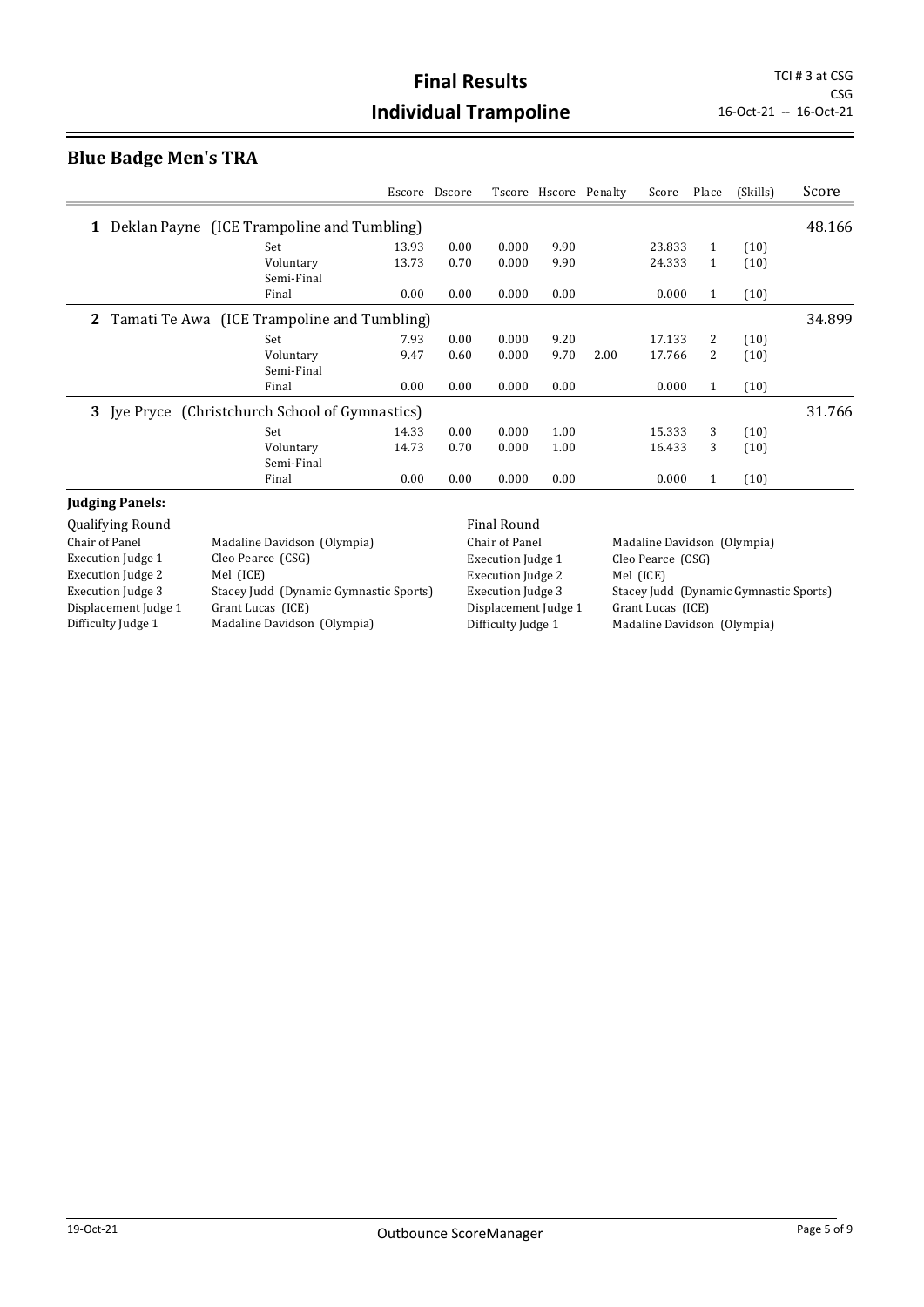# Final Results
# Individual Trampoline

TCI # 3 at CSG
CSG
16-Oct-21 -- 16-Oct-21

## Blue Badge Men's TRA

| | | Escore | Dscore | Tscore | Hscore | Penalty | Score | Place | (Skills) | Score |
|---|---|---|---|---|---|---|---|---|---|---|
| **1** Deklan Payne (ICE Trampoline and Tumbling) | | | | | | | | | | 48.166 |
| | Set | 13.93 | 0.00 | 0.000 | 9.90 | | 23.833 | 1 | (10) | |
| | Voluntary | 13.73 | 0.70 | 0.000 | 9.90 | | 24.333 | 1 | (10) | |
| | Semi-Final | | | | | | | | | |
| | Final | 0.00 | 0.00 | 0.000 | 0.00 | | 0.000 | 1 | (10) | |
| **2** Tamati Te Awa (ICE Trampoline and Tumbling) | | | | | | | | | | 34.899 |
| | Set | 7.93 | 0.00 | 0.000 | 9.20 | | 17.133 | 2 | (10) | |
| | Voluntary | 9.47 | 0.60 | 0.000 | 9.70 | 2.00 | 17.766 | 2 | (10) | |
| | Semi-Final | | | | | | | | | |
| | Final | 0.00 | 0.00 | 0.000 | 0.00 | | 0.000 | 1 | (10) | |
| **3** Jye Pryce (Christchurch School of Gymnastics) | | | | | | | | | | 31.766 |
| | Set | 14.33 | 0.00 | 0.000 | 1.00 | | 15.333 | 3 | (10) | |
| | Voluntary | 14.73 | 0.70 | 0.000 | 1.00 | | 16.433 | 3 | (10) | |
| | Semi-Final | | | | | | | | | |
| | Final | 0.00 | 0.00 | 0.000 | 0.00 | | 0.000 | 1 | (10) | |

**Judging Panels:**

| Qualifying Round | | Final Round | |
|---|---|---|---|
| Chair of Panel | Madaline Davidson (Olympia) | Chair of Panel | Madaline Davidson (Olympia) |
| Execution Judge 1 | Cleo Pearce (CSG) | Execution Judge 1 | Cleo Pearce (CSG) |
| Execution Judge 2 | Mel (ICE) | Execution Judge 2 | Mel (ICE) |
| Execution Judge 3 | Stacey Judd (Dynamic Gymnastic Sports) | Execution Judge 3 | Stacey Judd (Dynamic Gymnastic Sports) |
| Displacement Judge 1 | Grant Lucas (ICE) | Displacement Judge 1 | Grant Lucas (ICE) |
| Difficulty Judge 1 | Madaline Davidson (Olympia) | Difficulty Judge 1 | Madaline Davidson (Olympia) |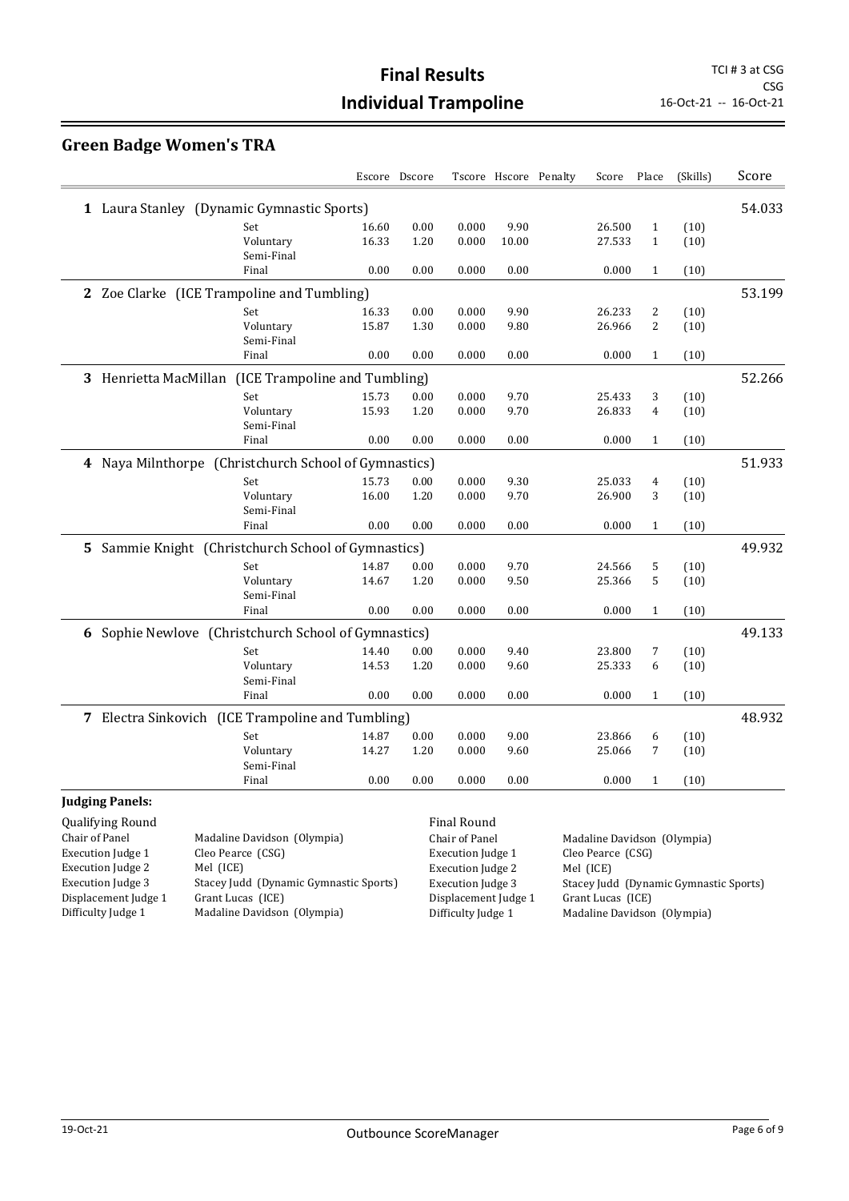# Final Results
# Individual Trampoline

TCI # 3 at CSG
CSG
16-Oct-21 -- 16-Oct-21

## Green Badge Women's TRA

| | | Escore | Dscore | Tscore | Hscore | Penalty | Score | Place | (Skills) | Score |
|---|---|---|---|---|---|---|---|---|---|---|
| **1** Laura Stanley (Dynamic Gymnastic Sports) | | | | | | | | | | 54.033 |
| | Set | 16.60 | 0.00 | 0.000 | 9.90 | | 26.500 | 1 | (10) | |
| | Voluntary | 16.33 | 1.20 | 0.000 | 10.00 | | 27.533 | 1 | (10) | |
| | Semi-Final | | | | | | | | | |
| | Final | 0.00 | 0.00 | 0.000 | 0.00 | | 0.000 | 1 | (10) | |
| **2** Zoe Clarke (ICE Trampoline and Tumbling) | | | | | | | | | | 53.199 |
| | Set | 16.33 | 0.00 | 0.000 | 9.90 | | 26.233 | 2 | (10) | |
| | Voluntary | 15.87 | 1.30 | 0.000 | 9.80 | | 26.966 | 2 | (10) | |
| | Semi-Final | | | | | | | | | |
| | Final | 0.00 | 0.00 | 0.000 | 0.00 | | 0.000 | 1 | (10) | |
| **3** Henrietta MacMillan (ICE Trampoline and Tumbling) | | | | | | | | | | 52.266 |
| | Set | 15.73 | 0.00 | 0.000 | 9.70 | | 25.433 | 3 | (10) | |
| | Voluntary | 15.93 | 1.20 | 0.000 | 9.70 | | 26.833 | 4 | (10) | |
| | Semi-Final | | | | | | | | | |
| | Final | 0.00 | 0.00 | 0.000 | 0.00 | | 0.000 | 1 | (10) | |
| **4** Naya Milnthorpe (Christchurch School of Gymnastics) | | | | | | | | | | 51.933 |
| | Set | 15.73 | 0.00 | 0.000 | 9.30 | | 25.033 | 4 | (10) | |
| | Voluntary | 16.00 | 1.20 | 0.000 | 9.70 | | 26.900 | 3 | (10) | |
| | Semi-Final | | | | | | | | | |
| | Final | 0.00 | 0.00 | 0.000 | 0.00 | | 0.000 | 1 | (10) | |
| **5** Sammie Knight (Christchurch School of Gymnastics) | | | | | | | | | | 49.932 |
| | Set | 14.87 | 0.00 | 0.000 | 9.70 | | 24.566 | 5 | (10) | |
| | Voluntary | 14.67 | 1.20 | 0.000 | 9.50 | | 25.366 | 5 | (10) | |
| | Semi-Final | | | | | | | | | |
| | Final | 0.00 | 0.00 | 0.000 | 0.00 | | 0.000 | 1 | (10) | |
| **6** Sophie Newlove (Christchurch School of Gymnastics) | | | | | | | | | | 49.133 |
| | Set | 14.40 | 0.00 | 0.000 | 9.40 | | 23.800 | 7 | (10) | |
| | Voluntary | 14.53 | 1.20 | 0.000 | 9.60 | | 25.333 | 6 | (10) | |
| | Semi-Final | | | | | | | | | |
| | Final | 0.00 | 0.00 | 0.000 | 0.00 | | 0.000 | 1 | (10) | |
| **7** Electra Sinkovich (ICE Trampoline and Tumbling) | | | | | | | | | | 48.932 |
| | Set | 14.87 | 0.00 | 0.000 | 9.00 | | 23.866 | 6 | (10) | |
| | Voluntary | 14.27 | 1.20 | 0.000 | 9.60 | | 25.066 | 7 | (10) | |
| | Semi-Final | | | | | | | | | |
| | Final | 0.00 | 0.00 | 0.000 | 0.00 | | 0.000 | 1 | (10) | |

**Judging Panels:**

Qualifying Round

| Role | Judge |
|---|---|
| Chair of Panel | Madaline Davidson (Olympia) |
| Execution Judge 1 | Cleo Pearce (CSG) |
| Execution Judge 2 | Mel (ICE) |
| Execution Judge 3 | Stacey Judd (Dynamic Gymnastic Sports) |
| Displacement Judge 1 | Grant Lucas (ICE) |
| Difficulty Judge 1 | Madaline Davidson (Olympia) |

Final Round

| Role | Judge |
|---|---|
| Chair of Panel | Madaline Davidson (Olympia) |
| Execution Judge 1 | Cleo Pearce (CSG) |
| Execution Judge 2 | Mel (ICE) |
| Execution Judge 3 | Stacey Judd (Dynamic Gymnastic Sports) |
| Displacement Judge 1 | Grant Lucas (ICE) |
| Difficulty Judge 1 | Madaline Davidson (Olympia) |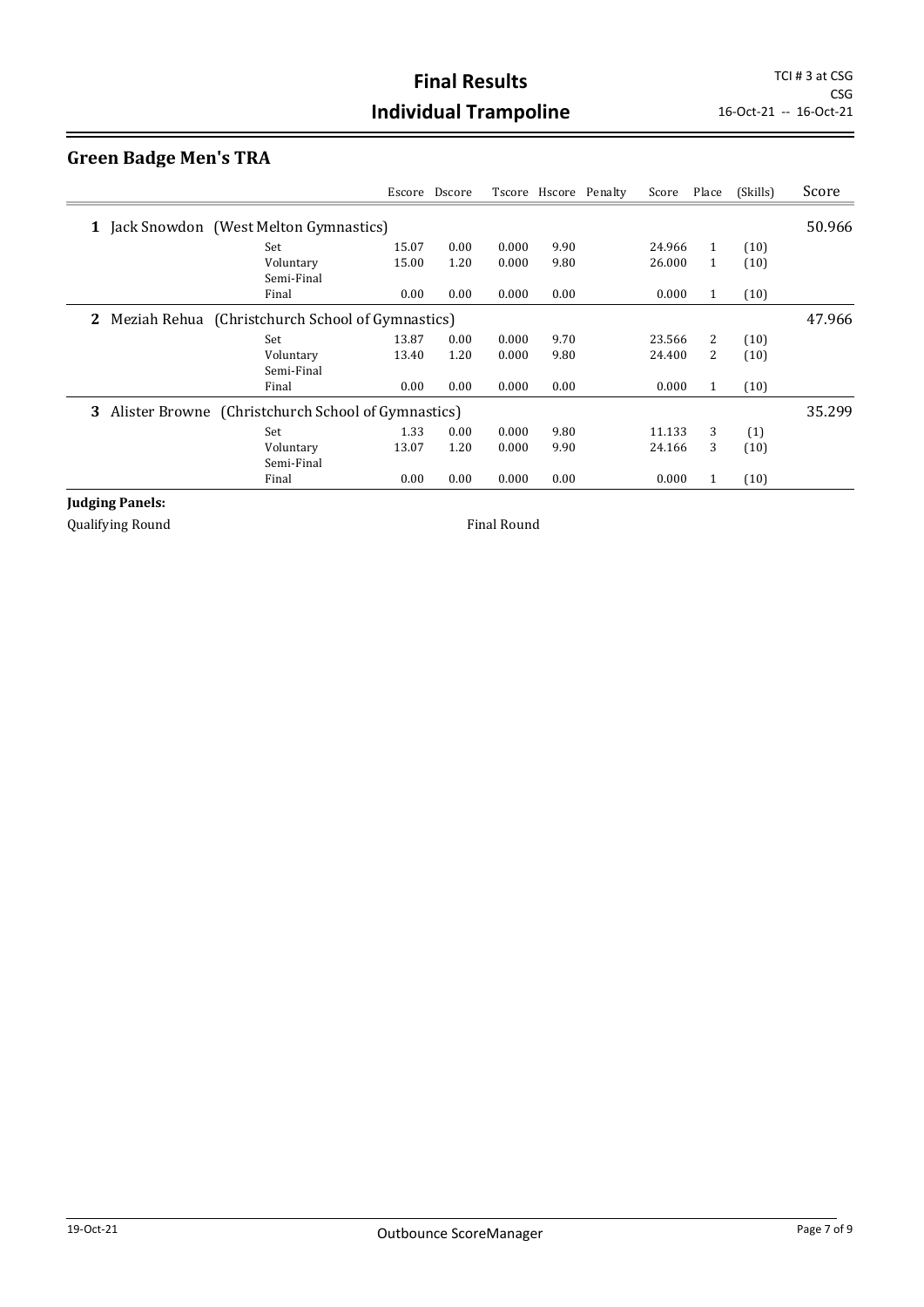# Final Results

# Individual Trampoline

TCI # 3 at CSG
CSG
16-Oct-21 -- 16-Oct-21

## Green Badge Men's TRA

| | | Escore | Dscore | Tscore | Hscore | Penalty | Score | Place | (Skills) | Score |
|---|---|---|---|---|---|---|---|---|---|---|
| **1** Jack Snowdon (West Melton Gymnastics) | | | | | | | | | | 50.966 |
| | Set | 15.07 | 0.00 | 0.000 | 9.90 | | 24.966 | 1 | (10) | |
| | Voluntary | 15.00 | 1.20 | 0.000 | 9.80 | | 26.000 | 1 | (10) | |
| | Semi-Final | | | | | | | | | |
| | Final | 0.00 | 0.00 | 0.000 | 0.00 | | 0.000 | 1 | (10) | |
| **2** Meziah Rehua (Christchurch School of Gymnastics) | | | | | | | | | | 47.966 |
| | Set | 13.87 | 0.00 | 0.000 | 9.70 | | 23.566 | 2 | (10) | |
| | Voluntary | 13.40 | 1.20 | 0.000 | 9.80 | | 24.400 | 2 | (10) | |
| | Semi-Final | | | | | | | | | |
| | Final | 0.00 | 0.00 | 0.000 | 0.00 | | 0.000 | 1 | (10) | |
| **3** Alister Browne (Christchurch School of Gymnastics) | | | | | | | | | | 35.299 |
| | Set | 1.33 | 0.00 | 0.000 | 9.80 | | 11.133 | 3 | (1) | |
| | Voluntary | 13.07 | 1.20 | 0.000 | 9.90 | | 24.166 | 3 | (10) | |
| | Semi-Final | | | | | | | | | |
| | Final | 0.00 | 0.00 | 0.000 | 0.00 | | 0.000 | 1 | (10) | |

**Judging Panels:**

Qualifying Round

Final Round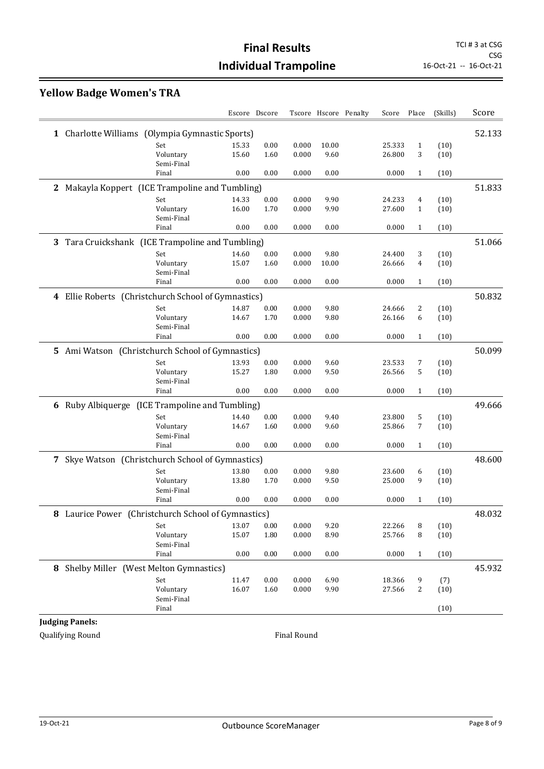# Final Results

# Individual Trampoline

TCI # 3 at CSG
CSG
16-Oct-21 -- 16-Oct-21

## Yellow Badge Women's TRA

| | | Escore | Dscore | Tscore | Hscore | Penalty | Score | Place | (Skills) | Score |
|---|---|---|---|---|---|---|---|---|---|---|
| **1** Charlotte Williams (Olympia Gymnastic Sports) | | | | | | | | | | 52.133 |
| | Set | 15.33 | 0.00 | 0.000 | 10.00 | | 25.333 | 1 | (10) | |
| | Voluntary | 15.60 | 1.60 | 0.000 | 9.60 | | 26.800 | 3 | (10) | |
| | Semi-Final | | | | | | | | | |
| | Final | 0.00 | 0.00 | 0.000 | 0.00 | | 0.000 | 1 | (10) | |
| **2** Makayla Koppert (ICE Trampoline and Tumbling) | | | | | | | | | | 51.833 |
| | Set | 14.33 | 0.00 | 0.000 | 9.90 | | 24.233 | 4 | (10) | |
| | Voluntary | 16.00 | 1.70 | 0.000 | 9.90 | | 27.600 | 1 | (10) | |
| | Semi-Final | | | | | | | | | |
| | Final | 0.00 | 0.00 | 0.000 | 0.00 | | 0.000 | 1 | (10) | |
| **3** Tara Cruickshank (ICE Trampoline and Tumbling) | | | | | | | | | | 51.066 |
| | Set | 14.60 | 0.00 | 0.000 | 9.80 | | 24.400 | 3 | (10) | |
| | Voluntary | 15.07 | 1.60 | 0.000 | 10.00 | | 26.666 | 4 | (10) | |
| | Semi-Final | | | | | | | | | |
| | Final | 0.00 | 0.00 | 0.000 | 0.00 | | 0.000 | 1 | (10) | |
| **4** Ellie Roberts (Christchurch School of Gymnastics) | | | | | | | | | | 50.832 |
| | Set | 14.87 | 0.00 | 0.000 | 9.80 | | 24.666 | 2 | (10) | |
| | Voluntary | 14.67 | 1.70 | 0.000 | 9.80 | | 26.166 | 6 | (10) | |
| | Semi-Final | | | | | | | | | |
| | Final | 0.00 | 0.00 | 0.000 | 0.00 | | 0.000 | 1 | (10) | |
| **5** Ami Watson (Christchurch School of Gymnastics) | | | | | | | | | | 50.099 |
| | Set | 13.93 | 0.00 | 0.000 | 9.60 | | 23.533 | 7 | (10) | |
| | Voluntary | 15.27 | 1.80 | 0.000 | 9.50 | | 26.566 | 5 | (10) | |
| | Semi-Final | | | | | | | | | |
| | Final | 0.00 | 0.00 | 0.000 | 0.00 | | 0.000 | 1 | (10) | |
| **6** Ruby Albiquerge (ICE Trampoline and Tumbling) | | | | | | | | | | 49.666 |
| | Set | 14.40 | 0.00 | 0.000 | 9.40 | | 23.800 | 5 | (10) | |
| | Voluntary | 14.67 | 1.60 | 0.000 | 9.60 | | 25.866 | 7 | (10) | |
| | Semi-Final | | | | | | | | | |
| | Final | 0.00 | 0.00 | 0.000 | 0.00 | | 0.000 | 1 | (10) | |
| **7** Skye Watson (Christchurch School of Gymnastics) | | | | | | | | | | 48.600 |
| | Set | 13.80 | 0.00 | 0.000 | 9.80 | | 23.600 | 6 | (10) | |
| | Voluntary | 13.80 | 1.70 | 0.000 | 9.50 | | 25.000 | 9 | (10) | |
| | Semi-Final | | | | | | | | | |
| | Final | 0.00 | 0.00 | 0.000 | 0.00 | | 0.000 | 1 | (10) | |
| **8** Laurice Power (Christchurch School of Gymnastics) | | | | | | | | | | 48.032 |
| | Set | 13.07 | 0.00 | 0.000 | 9.20 | | 22.266 | 8 | (10) | |
| | Voluntary | 15.07 | 1.80 | 0.000 | 8.90 | | 25.766 | 8 | (10) | |
| | Semi-Final | | | | | | | | | |
| | Final | 0.00 | 0.00 | 0.000 | 0.00 | | 0.000 | 1 | (10) | |
| **8** Shelby Miller (West Melton Gymnastics) | | | | | | | | | | 45.932 |
| | Set | 11.47 | 0.00 | 0.000 | 6.90 | | 18.366 | 9 | (7) | |
| | Voluntary | 16.07 | 1.60 | 0.000 | 9.90 | | 27.566 | 2 | (10) | |
| | Semi-Final | | | | | | | | | |
| | Final | | | | | | | | (10) | |

**Judging Panels:**

Qualifying Round

Final Round

19-Oct-21 Outbounce ScoreManager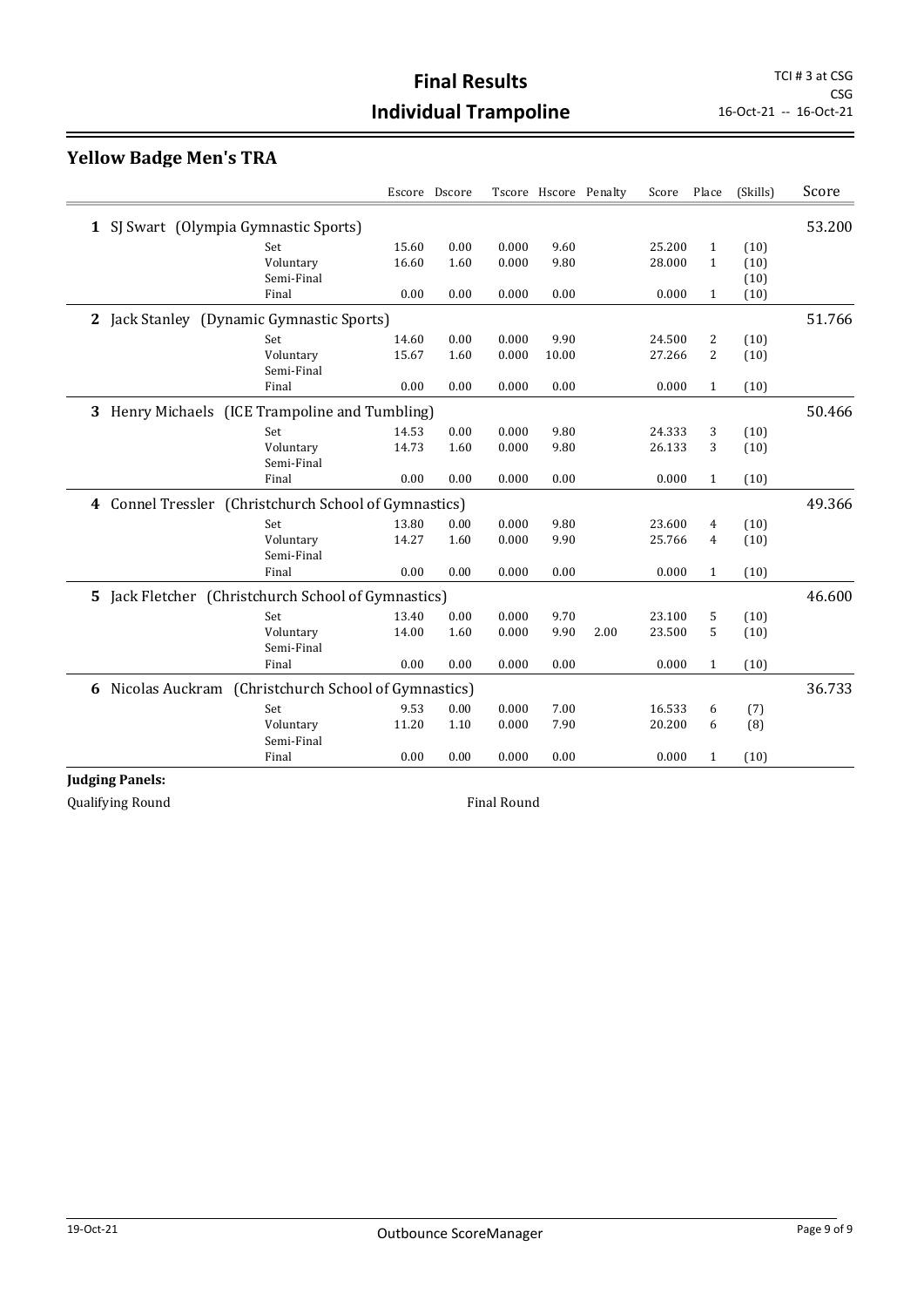# Final Results
# Individual Trampoline

TCI # 3 at CSG
CSG
16-Oct-21 -- 16-Oct-21

## Yellow Badge Men's TRA

| | | Escore | Dscore | Tscore | Hscore | Penalty | Score | Place | (Skills) | Score |
|---|---|---|---|---|---|---|---|---|---|---|
| **1** SJ Swart (Olympia Gymnastic Sports) | | | | | | | | | | 53.200 |
| | Set | 15.60 | 0.00 | 0.000 | 9.60 | | 25.200 | 1 | (10) | |
| | Voluntary | 16.60 | 1.60 | 0.000 | 9.80 | | 28.000 | 1 | (10) | |
| | Semi-Final | | | | | | | | (10) | |
| | Final | 0.00 | 0.00 | 0.000 | 0.00 | | 0.000 | 1 | (10) | |
| **2** Jack Stanley (Dynamic Gymnastic Sports) | | | | | | | | | | 51.766 |
| | Set | 14.60 | 0.00 | 0.000 | 9.90 | | 24.500 | 2 | (10) | |
| | Voluntary | 15.67 | 1.60 | 0.000 | 10.00 | | 27.266 | 2 | (10) | |
| | Semi-Final | | | | | | | | | |
| | Final | 0.00 | 0.00 | 0.000 | 0.00 | | 0.000 | 1 | (10) | |
| **3** Henry Michaels (ICE Trampoline and Tumbling) | | | | | | | | | | 50.466 |
| | Set | 14.53 | 0.00 | 0.000 | 9.80 | | 24.333 | 3 | (10) | |
| | Voluntary | 14.73 | 1.60 | 0.000 | 9.80 | | 26.133 | 3 | (10) | |
| | Semi-Final | | | | | | | | | |
| | Final | 0.00 | 0.00 | 0.000 | 0.00 | | 0.000 | 1 | (10) | |
| **4** Connel Tressler (Christchurch School of Gymnastics) | | | | | | | | | | 49.366 |
| | Set | 13.80 | 0.00 | 0.000 | 9.80 | | 23.600 | 4 | (10) | |
| | Voluntary | 14.27 | 1.60 | 0.000 | 9.90 | | 25.766 | 4 | (10) | |
| | Semi-Final | | | | | | | | | |
| | Final | 0.00 | 0.00 | 0.000 | 0.00 | | 0.000 | 1 | (10) | |
| **5** Jack Fletcher (Christchurch School of Gymnastics) | | | | | | | | | | 46.600 |
| | Set | 13.40 | 0.00 | 0.000 | 9.70 | | 23.100 | 5 | (10) | |
| | Voluntary | 14.00 | 1.60 | 0.000 | 9.90 | 2.00 | 23.500 | 5 | (10) | |
| | Semi-Final | | | | | | | | | |
| | Final | 0.00 | 0.00 | 0.000 | 0.00 | | 0.000 | 1 | (10) | |
| **6** Nicolas Auckram (Christchurch School of Gymnastics) | | | | | | | | | | 36.733 |
| | Set | 9.53 | 0.00 | 0.000 | 7.00 | | 16.533 | 6 | (7) | |
| | Voluntary | 11.20 | 1.10 | 0.000 | 7.90 | | 20.200 | 6 | (8) | |
| | Semi-Final | | | | | | | | | |
| | Final | 0.00 | 0.00 | 0.000 | 0.00 | | 0.000 | 1 | (10) | |

**Judging Panels:**

Qualifying Round

Final Round